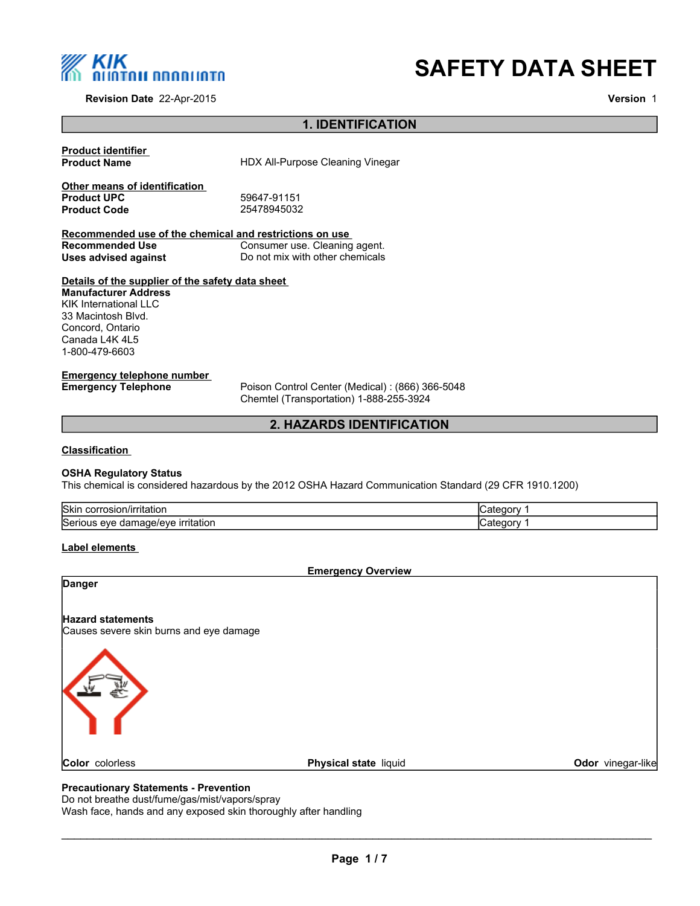# SAFETY DATA SHEET

**Revision Date** 22-Apr-2015 **Version** 1

## 1. IDENTIFICATION

**Product identifier**

**Product Name** HDX All-Purpose Cleaning Vinegar

**Other means of identification**

**Product UPC** 59647-91151

**Product Code** 25478945032

**Recommended use of the chemical and restrictions on use**

**Recommended Use** Consumer use. Cleaning agent.

**Uses advised against** Do not mix with other chemicals

**Details of the supplier of the safety data sheet**

**Manufacturer Address**
KIK International LLC
33 Macintosh Blvd.
Concord, Ontario
Canada L4K 4L5
1-800-479-6603

**Emergency telephone number**

**Emergency Telephone** Poison Control Center (Medical) : (866) 366-5048
Chemtel (Transportation) 1-888-255-3924

## 2. HAZARDS IDENTIFICATION

**Classification**

**OSHA Regulatory Status**
This chemical is considered hazardous by the 2012 OSHA Hazard Communication Standard (29 CFR 1910.1200)

| | |
|---|---|
| Skin corrosion/irritation | Category 1 |
| Serious eye damage/eye irritation | Category 1 |

**Label elements**

**Emergency Overview**

**Danger**

**Hazard statements**
Causes severe skin burns and eye damage

**Color** colorless **Physical state** liquid **Odor** vinegar-like

**Precautionary Statements - Prevention**
Do not breathe dust/fume/gas/mist/vapors/spray
Wash face, hands and any exposed skin thoroughly after handling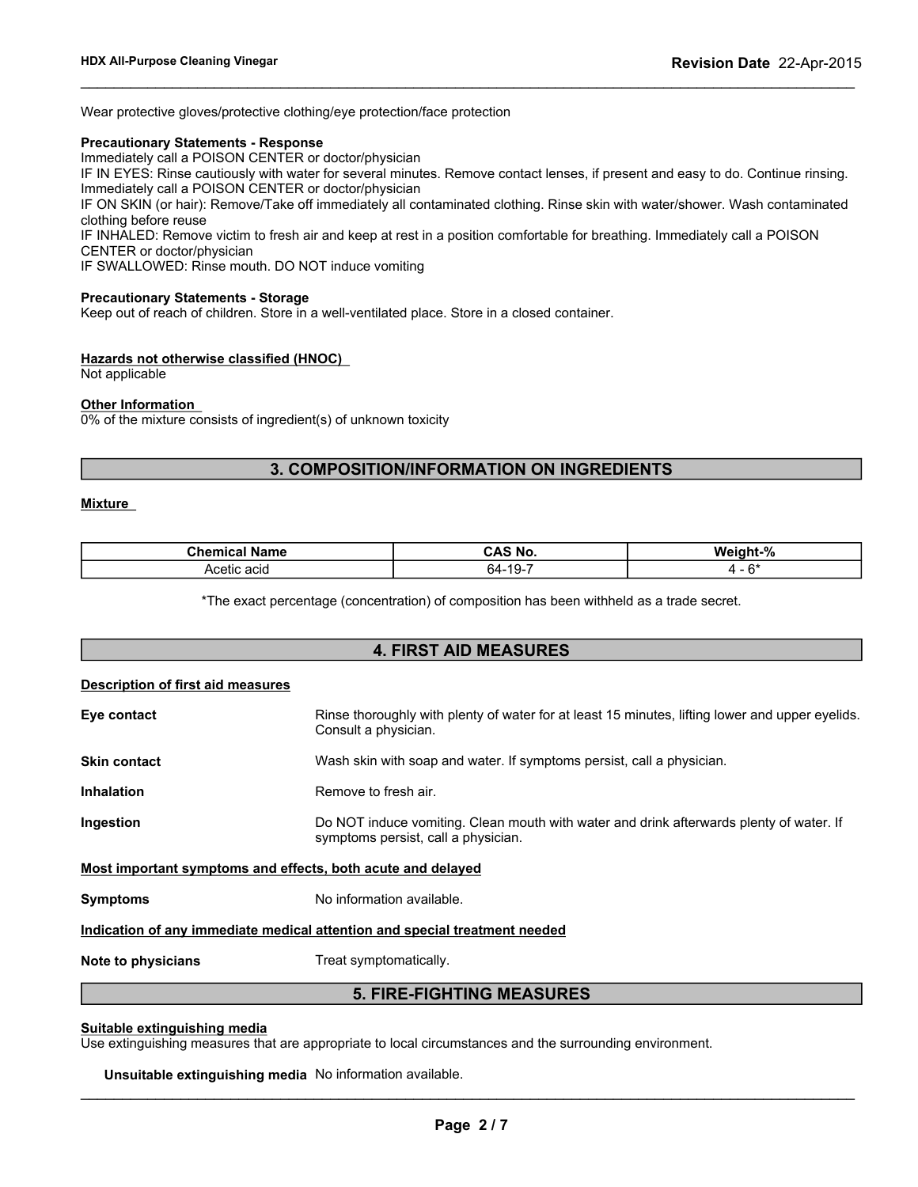Wear protective gloves/protective clothing/eye protection/face protection

**Precautionary Statements - Response**
Immediately call a POISON CENTER or doctor/physician
IF IN EYES: Rinse cautiously with water for several minutes. Remove contact lenses, if present and easy to do. Continue rinsing. Immediately call a POISON CENTER or doctor/physician
IF ON SKIN (or hair): Remove/Take off immediately all contaminated clothing. Rinse skin with water/shower. Wash contaminated clothing before reuse
IF INHALED: Remove victim to fresh air and keep at rest in a position comfortable for breathing. Immediately call a POISON CENTER or doctor/physician
IF SWALLOWED: Rinse mouth. DO NOT induce vomiting

**Precautionary Statements - Storage**
Keep out of reach of children. Store in a well-ventilated place. Store in a closed container.

**Hazards not otherwise classified (HNOC)**
Not applicable

**Other Information**
0% of the mixture consists of ingredient(s) of unknown toxicity

## 3. COMPOSITION/INFORMATION ON INGREDIENTS

**Mixture**

| Chemical Name | CAS No. | Weight-% |
|---|---|---|
| Acetic acid | 64-19-7 | 4 - 6* |

*The exact percentage (concentration) of composition has been withheld as a trade secret.

## 4. FIRST AID MEASURES

**Description of first aid measures**

**Eye contact**
Rinse thoroughly with plenty of water for at least 15 minutes, lifting lower and upper eyelids. Consult a physician.

**Skin contact**
Wash skin with soap and water. If symptoms persist, call a physician.

**Inhalation**
Remove to fresh air.

**Ingestion**
Do NOT induce vomiting. Clean mouth with water and drink afterwards plenty of water. If symptoms persist, call a physician.

**Most important symptoms and effects, both acute and delayed**

**Symptoms**
No information available.

**Indication of any immediate medical attention and special treatment needed**

**Note to physicians**
Treat symptomatically.

## 5. FIRE-FIGHTING MEASURES

**Suitable extinguishing media**
Use extinguishing measures that are appropriate to local circumstances and the surrounding environment.

**Unsuitable extinguishing media**
No information available.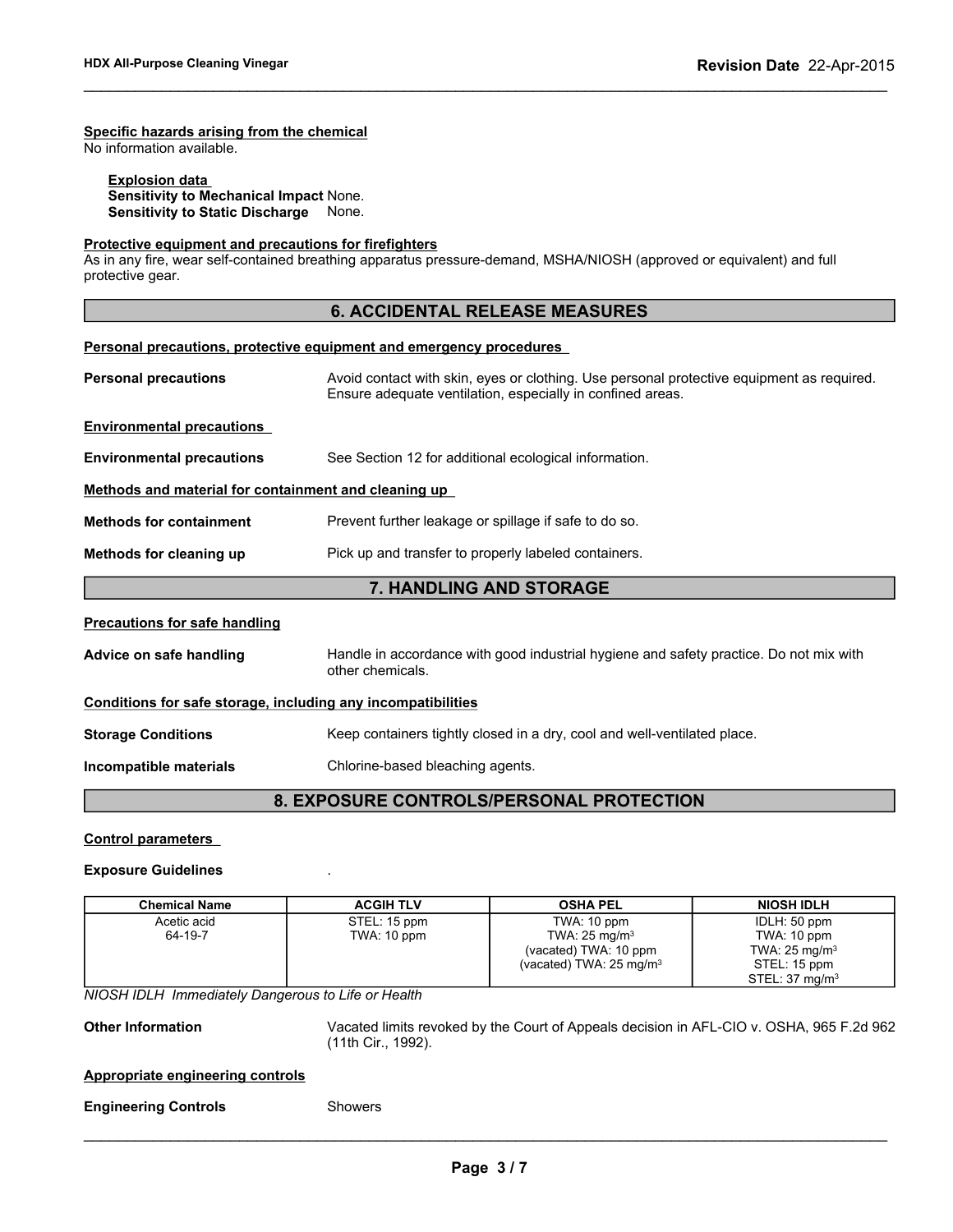**Specific hazards arising from the chemical**
No information available.

**Explosion data**
**Sensitivity to Mechanical Impact** None.
**Sensitivity to Static Discharge** None.

**Protective equipment and precautions for firefighters**
As in any fire, wear self-contained breathing apparatus pressure-demand, MSHA/NIOSH (approved or equivalent) and full protective gear.

## 6. ACCIDENTAL RELEASE MEASURES

**Personal precautions, protective equipment and emergency procedures**

**Personal precautions** Avoid contact with skin, eyes or clothing. Use personal protective equipment as required. Ensure adequate ventilation, especially in confined areas.

**Environmental precautions**

**Environmental precautions** See Section 12 for additional ecological information.

**Methods and material for containment and cleaning up**

**Methods for containment** Prevent further leakage or spillage if safe to do so.

**Methods for cleaning up** Pick up and transfer to properly labeled containers.

## 7. HANDLING AND STORAGE

**Precautions for safe handling**

**Advice on safe handling** Handle in accordance with good industrial hygiene and safety practice. Do not mix with other chemicals.

**Conditions for safe storage, including any incompatibilities**

**Storage Conditions** Keep containers tightly closed in a dry, cool and well-ventilated place.

**Incompatible materials** Chlorine-based bleaching agents.

## 8. EXPOSURE CONTROLS/PERSONAL PROTECTION

**Control parameters**

**Exposure Guidelines** .

| Chemical Name | ACGIH TLV | OSHA PEL | NIOSH IDLH |
|---|---|---|---|
| Acetic acid<br>64-19-7 | STEL: 15 ppm<br>TWA: 10 ppm | TWA: 10 ppm<br>TWA: 25 mg/m$^3$<br>(vacated) TWA: 10 ppm<br>(vacated) TWA: 25 mg/m$^3$ | IDLH: 50 ppm<br>TWA: 10 ppm<br>TWA: 25 mg/m$^3$<br>STEL: 15 ppm<br>STEL: 37 mg/m$^3$ |

*NIOSH IDLH Immediately Dangerous to Life or Health*

**Other Information** Vacated limits revoked by the Court of Appeals decision in AFL-CIO v. OSHA, 965 F.2d 962 (11th Cir., 1992).

**Appropriate engineering controls**

**Engineering Controls** Showers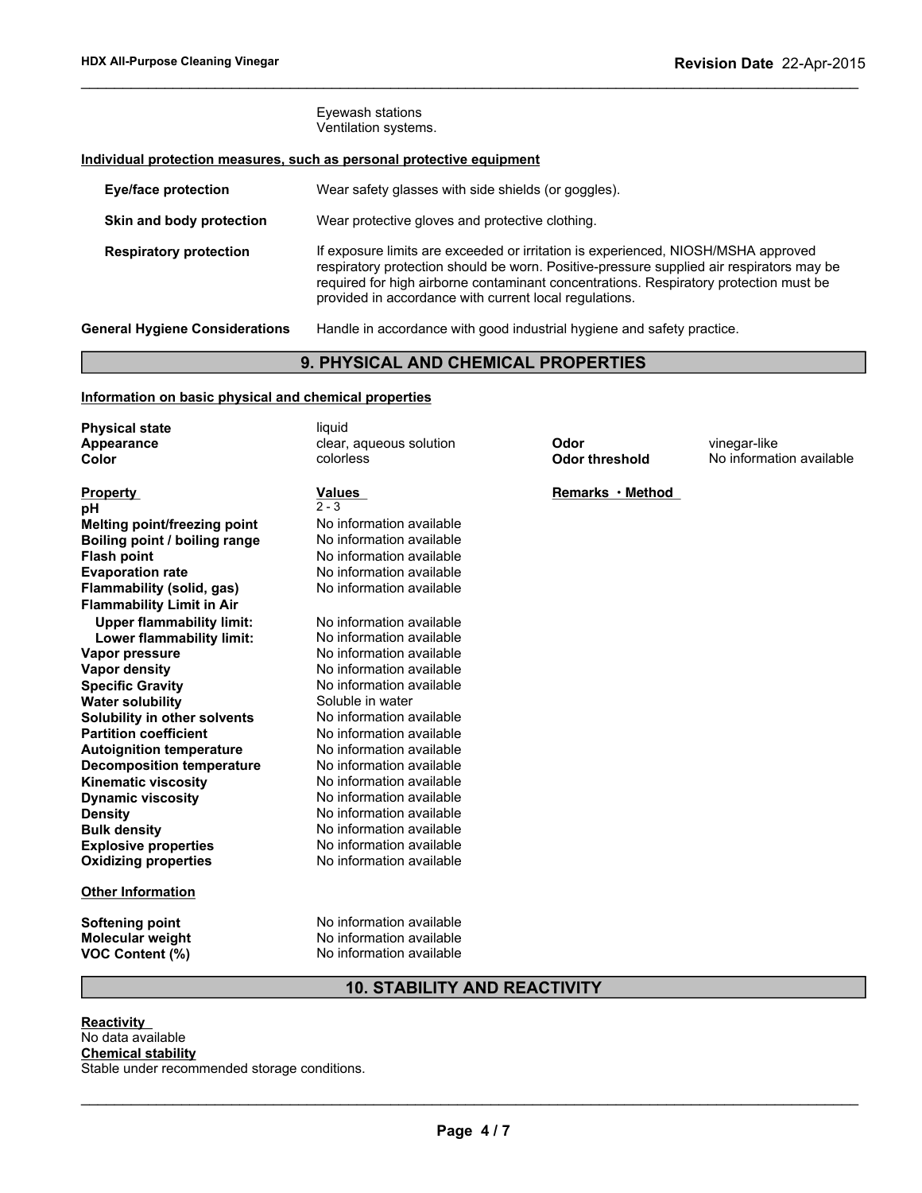Eyewash stations
Ventilation systems.

**Individual protection measures, such as personal protective equipment**

| | |
|---|---|
| **Eye/face protection** | Wear safety glasses with side shields (or goggles). |
| **Skin and body protection** | Wear protective gloves and protective clothing. |
| **Respiratory protection** | If exposure limits are exceeded or irritation is experienced, NIOSH/MSHA approved respiratory protection should be worn. Positive-pressure supplied air respirators may be required for high airborne contaminant concentrations. Respiratory protection must be provided in accordance with current local regulations. |
| **General Hygiene Considerations** | Handle in accordance with good industrial hygiene and safety practice. |

## 9. PHYSICAL AND CHEMICAL PROPERTIES

**Information on basic physical and chemical properties**

| | | | |
|---|---|---|---|
| **Physical state** | liquid | | |
| **Appearance** | clear, aqueous solution | **Odor** | vinegar-like |
| **Color** | colorless | **Odor threshold** | No information available |

| **Property** | **Values** | **Remarks • Method** |
|---|---|---|
| **pH** | 2 - 3 | |
| **Melting point/freezing point** | No information available | |
| **Boiling point / boiling range** | No information available | |
| **Flash point** | No information available | |
| **Evaporation rate** | No information available | |
| **Flammability (solid, gas)** | No information available | |
| **Flammability Limit in Air** | | |
| **Upper flammability limit:** | No information available | |
| **Lower flammability limit:** | No information available | |
| **Vapor pressure** | No information available | |
| **Vapor density** | No information available | |
| **Specific Gravity** | No information available | |
| **Water solubility** | Soluble in water | |
| **Solubility in other solvents** | No information available | |
| **Partition coefficient** | No information available | |
| **Autoignition temperature** | No information available | |
| **Decomposition temperature** | No information available | |
| **Kinematic viscosity** | No information available | |
| **Dynamic viscosity** | No information available | |
| **Density** | No information available | |
| **Bulk density** | No information available | |
| **Explosive properties** | No information available | |
| **Oxidizing properties** | No information available | |

**Other Information**

| | |
|---|---|
| **Softening point** | No information available |
| **Molecular weight** | No information available |
| **VOC Content (%)** | No information available |

## 10. STABILITY AND REACTIVITY

**Reactivity**
No data available
**Chemical stability**
Stable under recommended storage conditions.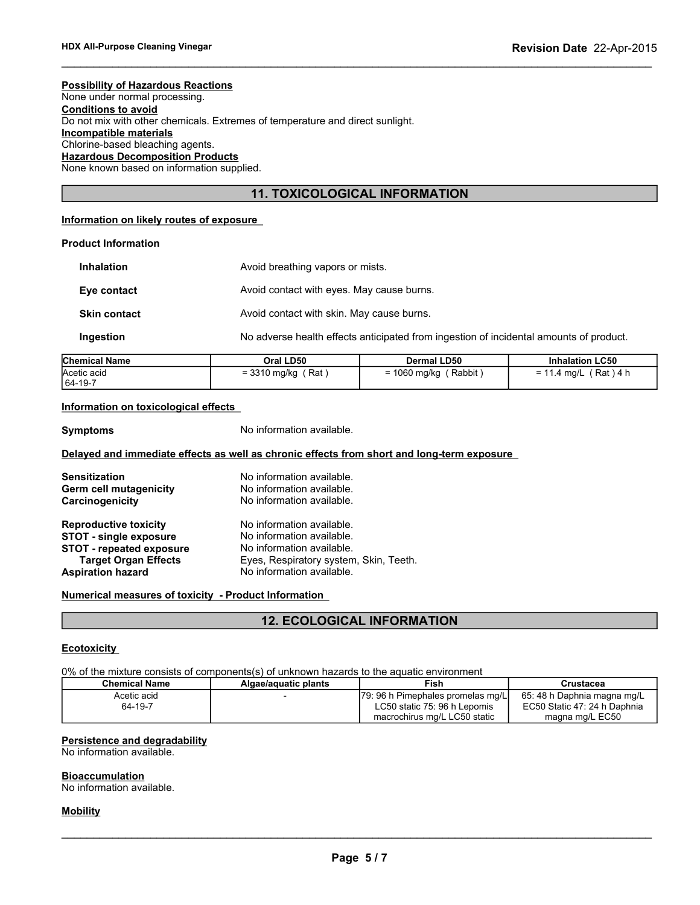**Possibility of Hazardous Reactions**
None under normal processing.

**Conditions to avoid**
Do not mix with other chemicals. Extremes of temperature and direct sunlight.

**Incompatible materials**
Chlorine-based bleaching agents.

**Hazardous Decomposition Products**
None known based on information supplied.

## 11. TOXICOLOGICAL INFORMATION

**Information on likely routes of exposure**

**Product Information**

**Inhalation** Avoid breathing vapors or mists.

**Eye contact** Avoid contact with eyes. May cause burns.

**Skin contact** Avoid contact with skin. May cause burns.

**Ingestion** No adverse health effects anticipated from ingestion of incidental amounts of product.

| Chemical Name | Oral LD50 | Dermal LD50 | Inhalation LC50 |
|---|---|---|---|
| Acetic acid 64-19-7 | = 3310 mg/kg ( Rat ) | = 1060 mg/kg ( Rabbit ) | = 11.4 mg/L ( Rat ) 4 h |

**Information on toxicological effects**

**Symptoms** No information available.

**Delayed and immediate effects as well as chronic effects from short and long-term exposure**

**Sensitization** No information available.
**Germ cell mutagenicity** No information available.
**Carcinogenicity** No information available.

**Reproductive toxicity** No information available.
**STOT - single exposure** No information available.
**STOT - repeated exposure** No information available.
**Target Organ Effects** Eyes, Respiratory system, Skin, Teeth.
**Aspiration hazard** No information available.

**Numerical measures of toxicity - Product Information**

## 12. ECOLOGICAL INFORMATION

**Ecotoxicity**

0% of the mixture consists of components(s) of unknown hazards to the aquatic environment

| Chemical Name | Algae/aquatic plants | Fish | Crustacea |
|---|---|---|---|
| Acetic acid 64-19-7 | - | 79: 96 h Pimephales promelas mg/L LC50 static 75: 96 h Lepomis macrochirus mg/L LC50 static | 65: 48 h Daphnia magna mg/L EC50 Static 47: 24 h Daphnia magna mg/L EC50 |

**Persistence and degradability**
No information available.

**Bioaccumulation**
No information available.

**Mobility**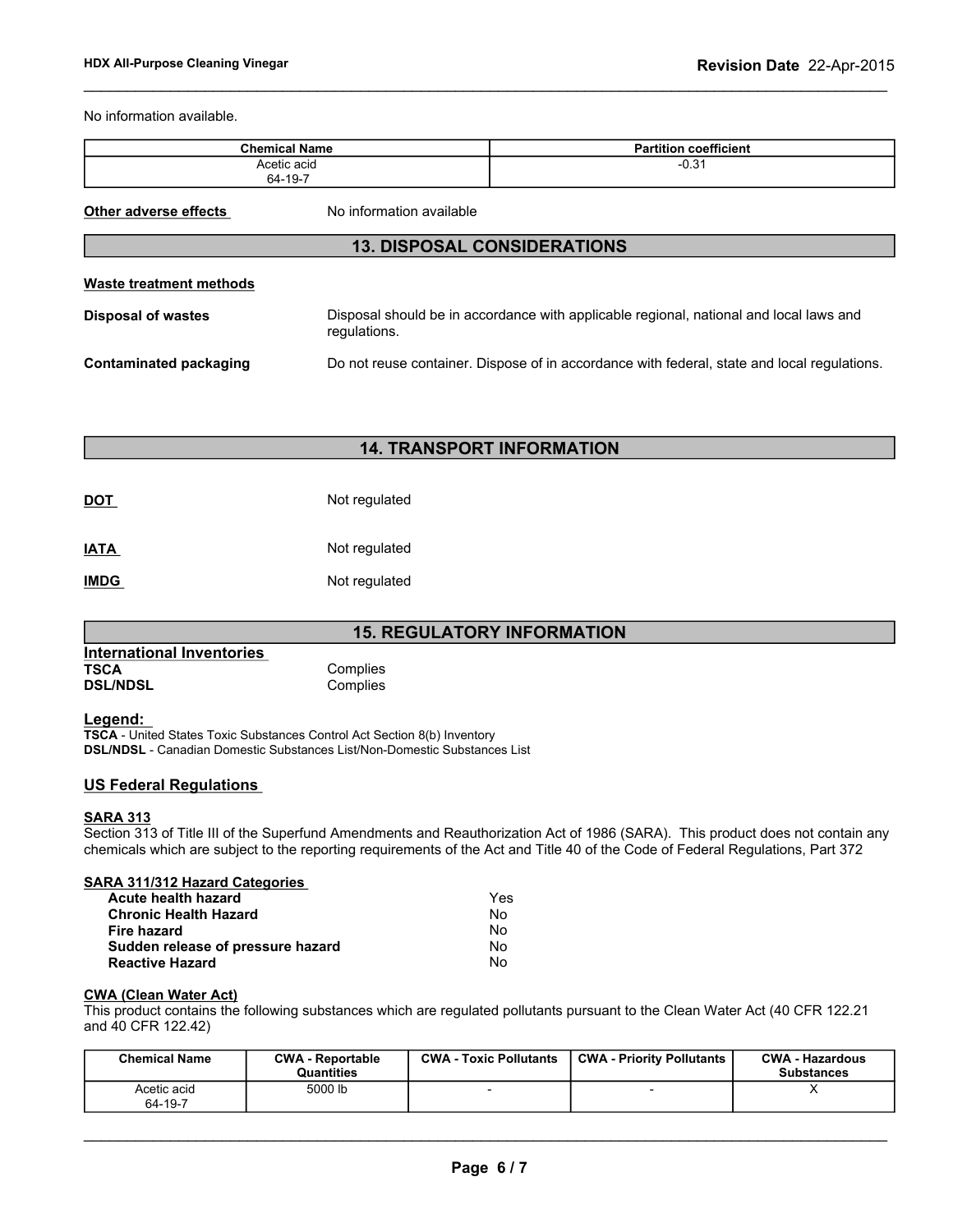No information available.

| Chemical Name | Partition coefficient |
| --- | --- |
| Acetic acid<br>64-19-7 | -0.31 |

**Other adverse effects** No information available

## 13. DISPOSAL CONSIDERATIONS

**Waste treatment methods**

**Disposal of wastes** Disposal should be in accordance with applicable regional, national and local laws and regulations.

**Contaminated packaging** Do not reuse container. Dispose of in accordance with federal, state and local regulations.

## 14. TRANSPORT INFORMATION

**DOT** Not regulated

**IATA** Not regulated

**IMDG** Not regulated

## 15. REGULATORY INFORMATION

**International Inventories**

**TSCA** Complies
**DSL/NDSL** Complies

**Legend:**

**TSCA** - United States Toxic Substances Control Act Section 8(b) Inventory
**DSL/NDSL** - Canadian Domestic Substances List/Non-Domestic Substances List

**US Federal Regulations**

**SARA 313**

Section 313 of Title III of the Superfund Amendments and Reauthorization Act of 1986 (SARA). This product does not contain any chemicals which are subject to the reporting requirements of the Act and Title 40 of the Code of Federal Regulations, Part 372

**SARA 311/312 Hazard Categories**

| | |
| --- | --- |
| **Acute health hazard** | Yes |
| **Chronic Health Hazard** | No |
| **Fire hazard** | No |
| **Sudden release of pressure hazard** | No |
| **Reactive Hazard** | No |

**CWA (Clean Water Act)**

This product contains the following substances which are regulated pollutants pursuant to the Clean Water Act (40 CFR 122.21 and 40 CFR 122.42)

| Chemical Name | CWA - Reportable Quantities | CWA - Toxic Pollutants | CWA - Priority Pollutants | CWA - Hazardous Substances |
| --- | --- | --- | --- | --- |
| Acetic acid<br>64-19-7 | 5000 lb | - | - | X |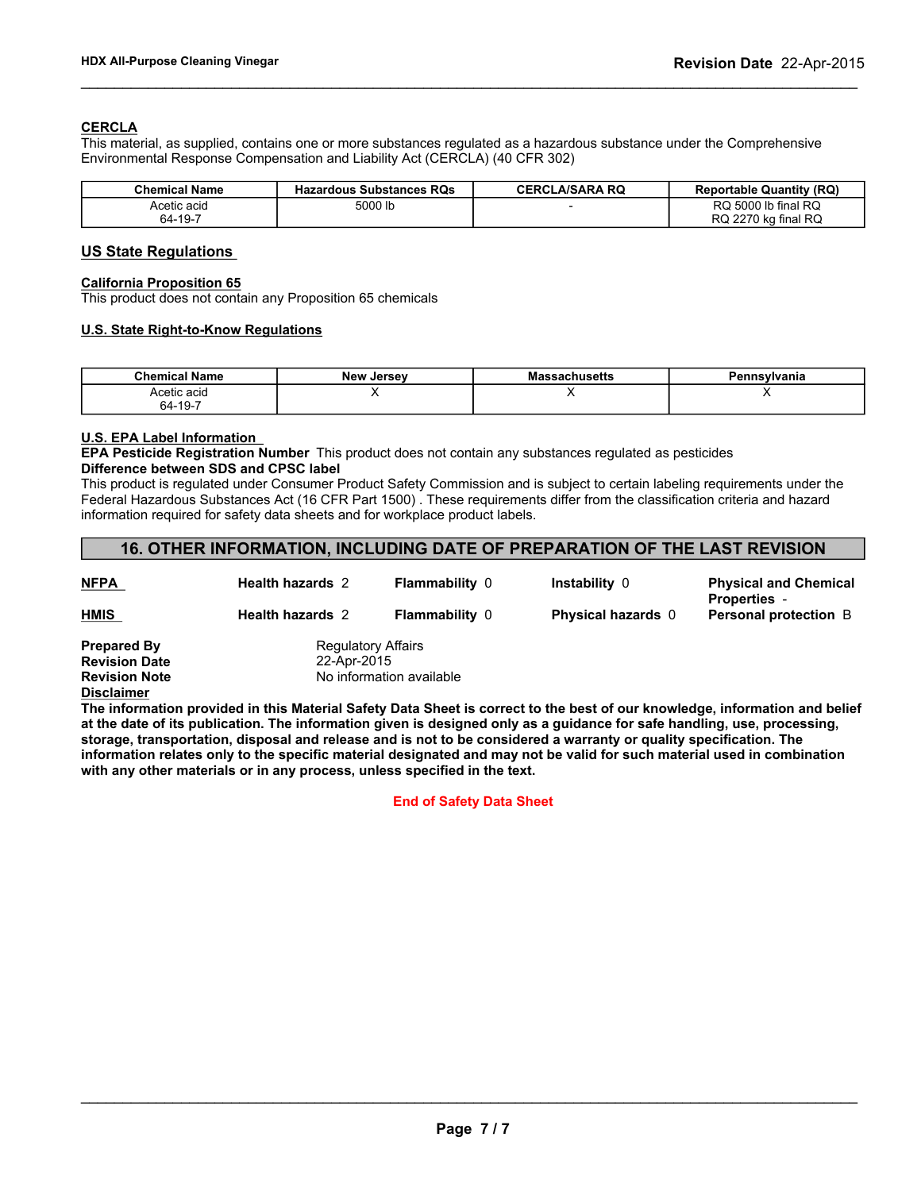## CERCLA

This material, as supplied, contains one or more substances regulated as a hazardous substance under the Comprehensive Environmental Response Compensation and Liability Act (CERCLA) (40 CFR 302)

| Chemical Name | Hazardous Substances RQs | CERCLA/SARA RQ | Reportable Quantity (RQ) |
|---|---|---|---|
| Acetic acid<br>64-19-7 | 5000 lb | - | RQ 5000 lb final RQ<br>RQ 2270 kg final RQ |

## US State Regulations

### California Proposition 65

This product does not contain any Proposition 65 chemicals

### U.S. State Right-to-Know Regulations

| Chemical Name | New Jersey | Massachusetts | Pennsylvania |
|---|---|---|---|
| Acetic acid<br>64-19-7 | X | X | X |

### U.S. EPA Label Information

**EPA Pesticide Registration Number** This product does not contain any substances regulated as pesticides

**Difference between SDS and CPSC label**

This product is regulated under Consumer Product Safety Commission and is subject to certain labeling requirements under the Federal Hazardous Substances Act (16 CFR Part 1500) . These requirements differ from the classification criteria and hazard information required for safety data sheets and for workplace product labels.

## 16. OTHER INFORMATION, INCLUDING DATE OF PREPARATION OF THE LAST REVISION

| | | | | |
|---|---|---|---|---|
| **NFPA** | **Health hazards** 2 | **Flammability** 0 | **Instability** 0 | **Physical and Chemical Properties** - |
| **HMIS** | **Health hazards** 2 | **Flammability** 0 | **Physical hazards** 0 | **Personal protection** B |

**Prepared By** Regulatory Affairs
**Revision Date** 22-Apr-2015
**Revision Note** No information available

**Disclaimer**

**The information provided in this Material Safety Data Sheet is correct to the best of our knowledge, information and belief at the date of its publication. The information given is designed only as a guidance for safe handling, use, processing, storage, transportation, disposal and release and is not to be considered a warranty or quality specification. The information relates only to the specific material designated and may not be valid for such material used in combination with any other materials or in any process, unless specified in the text.**

**End of Safety Data Sheet**